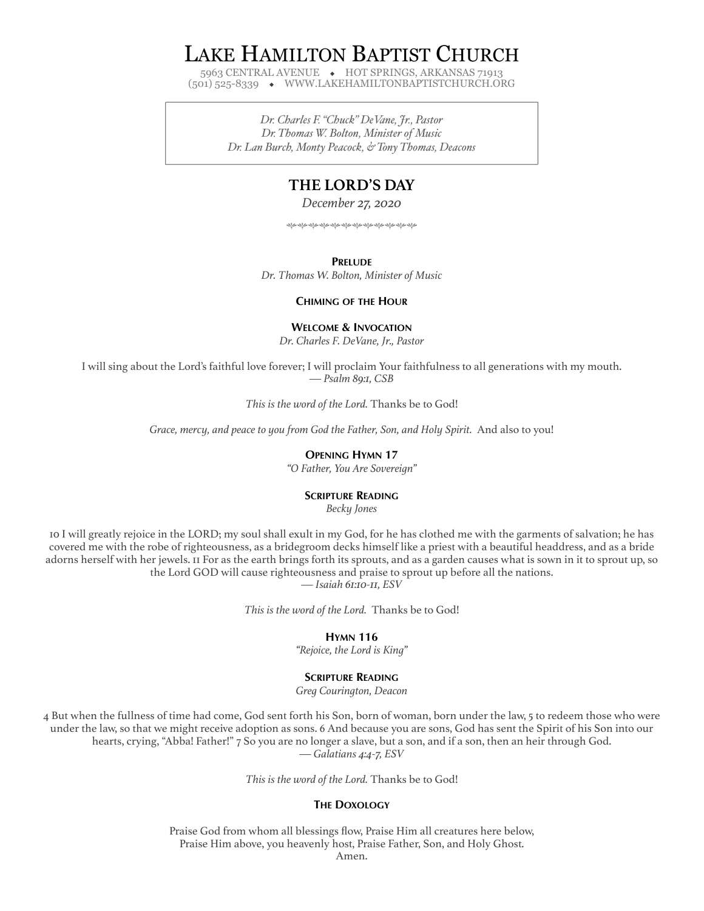# Lake Hamilton Baptist Church

5963 CENTRAL AVENUE ◆ HOT SPRINGS, ARKANSAS 71913
(501) 525-8339 ◆ WWW.LAKEHAMILTONBAPTISTCHURCH.ORG

*Dr. Charles F. "Chuck" DeVane, Jr., Pastor*
*Dr. Thomas W. Bolton, Minister of Music*
*Dr. Lan Burch, Monty Peacock, & Tony Thomas, Deacons*

## THE LORD'S DAY

*December 27, 2020*

**Prelude**
*Dr. Thomas W. Bolton, Minister of Music*

**Chiming of the Hour**

**Welcome & Invocation**
*Dr. Charles F. DeVane, Jr., Pastor*

I will sing about the Lord's faithful love forever; I will proclaim Your faithfulness to all generations with my mouth.
*— Psalm 89:1, CSB*

*This is the word of the Lord.* Thanks be to God!

*Grace, mercy, and peace to you from God the Father, Son, and Holy Spirit.* And also to you!

**Opening Hymn 17**
*"O Father, You Are Sovereign"*

**Scripture Reading**
*Becky Jones*

10 I will greatly rejoice in the LORD; my soul shall exult in my God, for he has clothed me with the garments of salvation; he has covered me with the robe of righteousness, as a bridegroom decks himself like a priest with a beautiful headdress, and as a bride adorns herself with her jewels. 11 For as the earth brings forth its sprouts, and as a garden causes what is sown in it to sprout up, so the Lord GOD will cause righteousness and praise to sprout up before all the nations.
*— Isaiah 61:10-11, ESV*

*This is the word of the Lord.* Thanks be to God!

**Hymn 116**
*"Rejoice, the Lord is King"*

**Scripture Reading**
*Greg Courington, Deacon*

4 But when the fullness of time had come, God sent forth his Son, born of woman, born under the law, 5 to redeem those who were under the law, so that we might receive adoption as sons. 6 And because you are sons, God has sent the Spirit of his Son into our hearts, crying, "Abba! Father!" 7 So you are no longer a slave, but a son, and if a son, then an heir through God.
*— Galatians 4:4-7, ESV*

*This is the word of the Lord.* Thanks be to God!

**The Doxology**

Praise God from whom all blessings flow, Praise Him all creatures here below,
Praise Him above, you heavenly host, Praise Father, Son, and Holy Ghost.
Amen.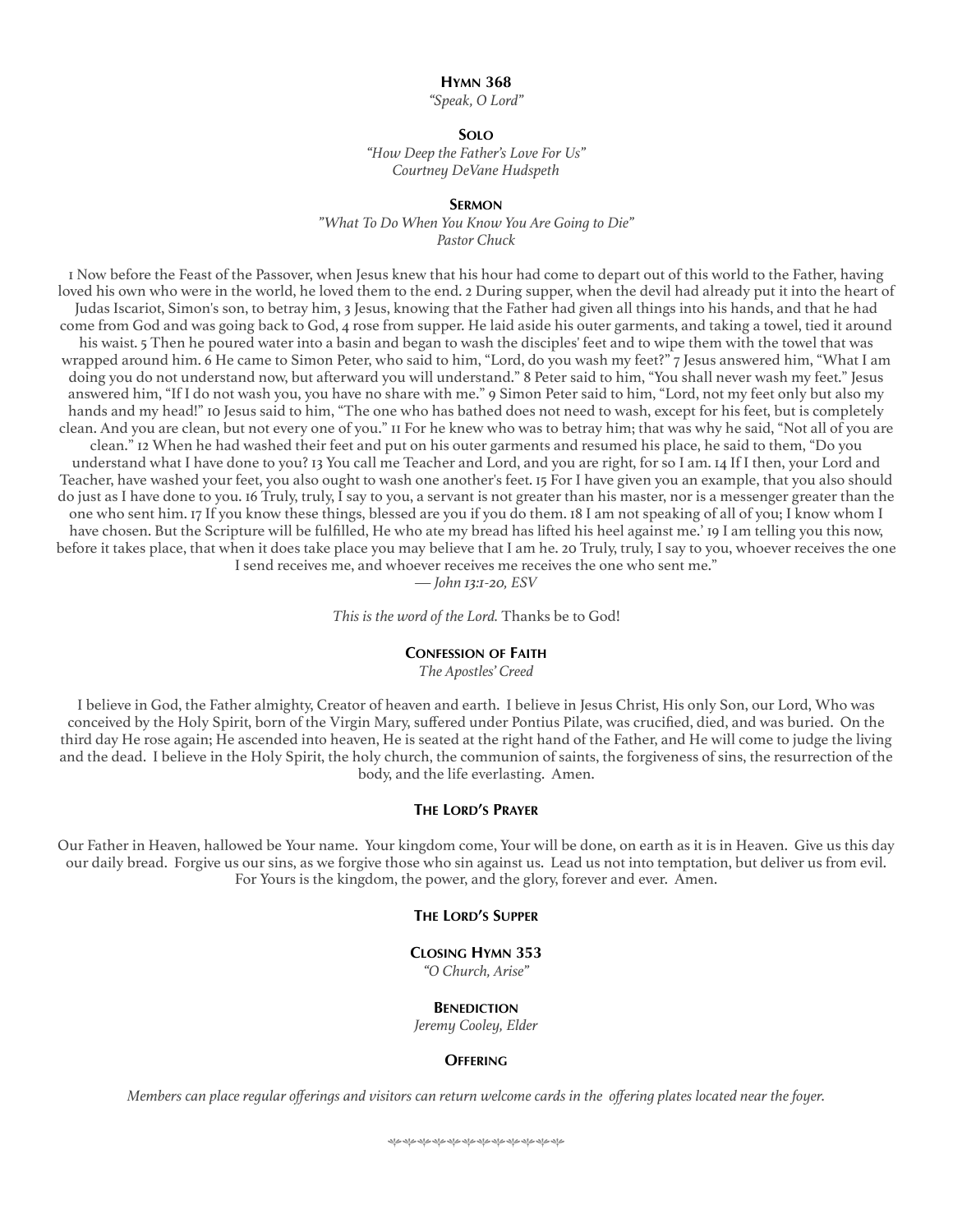### Hymn 368

*"Speak, O Lord"*

### Solo

*"How Deep the Father's Love For Us"*
*Courtney DeVane Hudspeth*

### Sermon

*"What To Do When You Know You Are Going to Die"*
*Pastor Chuck*

1 Now before the Feast of the Passover, when Jesus knew that his hour had come to depart out of this world to the Father, having loved his own who were in the world, he loved them to the end. 2 During supper, when the devil had already put it into the heart of Judas Iscariot, Simon's son, to betray him, 3 Jesus, knowing that the Father had given all things into his hands, and that he had come from God and was going back to God, 4 rose from supper. He laid aside his outer garments, and taking a towel, tied it around his waist. 5 Then he poured water into a basin and began to wash the disciples' feet and to wipe them with the towel that was wrapped around him. 6 He came to Simon Peter, who said to him, "Lord, do you wash my feet?" 7 Jesus answered him, "What I am doing you do not understand now, but afterward you will understand." 8 Peter said to him, "You shall never wash my feet." Jesus answered him, "If I do not wash you, you have no share with me." 9 Simon Peter said to him, "Lord, not my feet only but also my hands and my head!" 10 Jesus said to him, "The one who has bathed does not need to wash, except for his feet, but is completely clean. And you are clean, but not every one of you." 11 For he knew who was to betray him; that was why he said, "Not all of you are clean." 12 When he had washed their feet and put on his outer garments and resumed his place, he said to them, "Do you understand what I have done to you? 13 You call me Teacher and Lord, and you are right, for so I am. 14 If I then, your Lord and Teacher, have washed your feet, you also ought to wash one another's feet. 15 For I have given you an example, that you also should do just as I have done to you. 16 Truly, truly, I say to you, a servant is not greater than his master, nor is a messenger greater than the one who sent him. 17 If you know these things, blessed are you if you do them. 18 I am not speaking of all of you; I know whom I have chosen. But the Scripture will be fulfilled, He who ate my bread has lifted his heel against me.' 19 I am telling you this now, before it takes place, that when it does take place you may believe that I am he. 20 Truly, truly, I say to you, whoever receives the one I send receives me, and whoever receives me receives the one who sent me."
*— John 13:1-20, ESV*

*This is the word of the Lord.* Thanks be to God!

### Confession of Faith

*The Apostles' Creed*

I believe in God, the Father almighty, Creator of heaven and earth. I believe in Jesus Christ, His only Son, our Lord, Who was conceived by the Holy Spirit, born of the Virgin Mary, suffered under Pontius Pilate, was crucified, died, and was buried. On the third day He rose again; He ascended into heaven, He is seated at the right hand of the Father, and He will come to judge the living and the dead. I believe in the Holy Spirit, the holy church, the communion of saints, the forgiveness of sins, the resurrection of the body, and the life everlasting. Amen.

### The Lord's Prayer

Our Father in Heaven, hallowed be Your name. Your kingdom come, Your will be done, on earth as it is in Heaven. Give us this day our daily bread. Forgive us our sins, as we forgive those who sin against us. Lead us not into temptation, but deliver us from evil. For Yours is the kingdom, the power, and the glory, forever and ever. Amen.

### The Lord's Supper

### Closing Hymn 353

*"O Church, Arise"*

### Benediction

*Jeremy Cooley, Elder*

### Offering

*Members can place regular offerings and visitors can return welcome cards in the offering plates located near the foyer.*